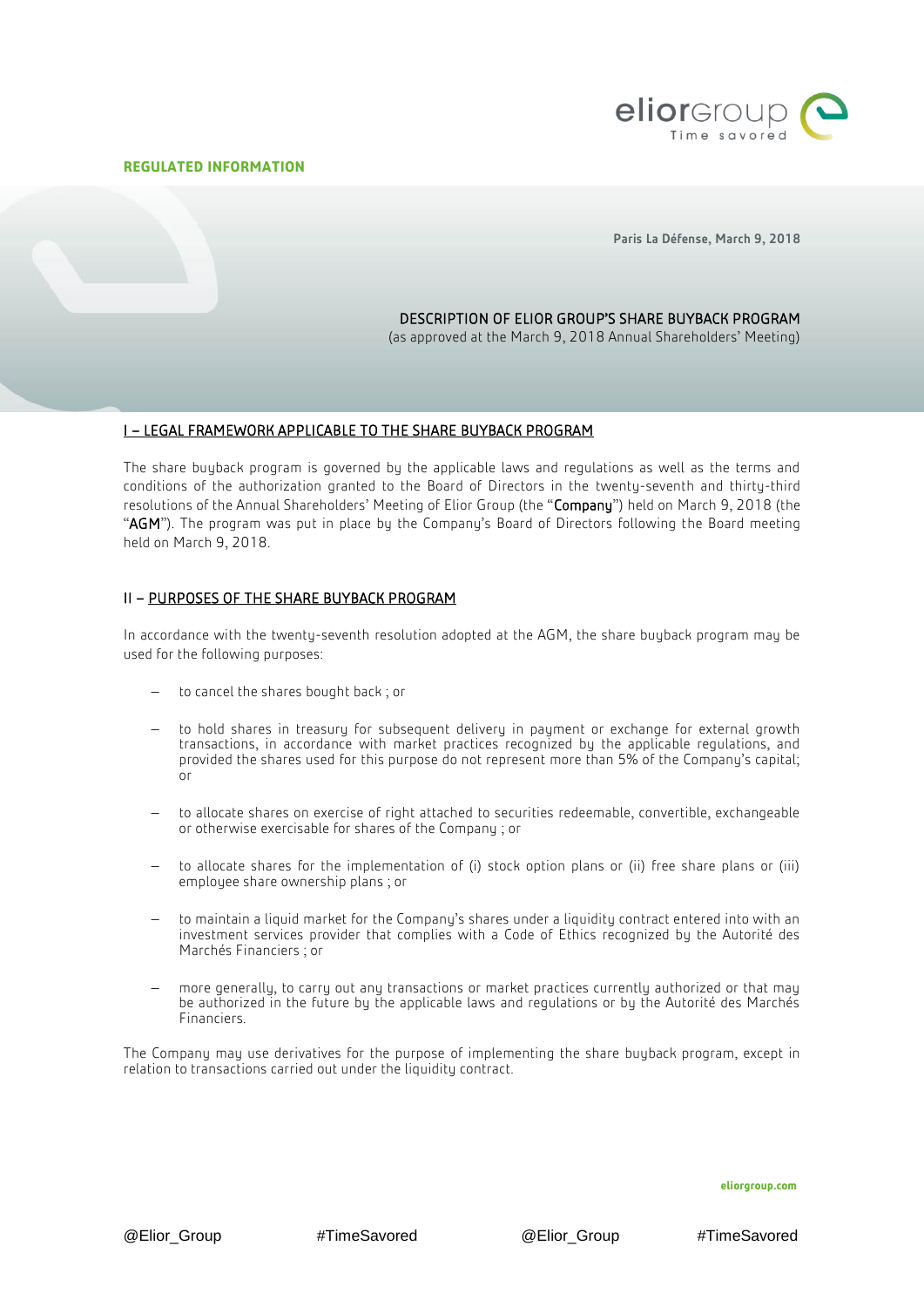**REGULATED INFORMATION**

Paris La Défense, March 9, 2018

# DESCRIPTION OF ELIOR GROUP'S SHARE BUYBACK PROGRAM

(as approved at the March 9, 2018 Annual Shareholders' Meeting)

## I – LEGAL FRAMEWORK APPLICABLE TO THE SHARE BUYBACK PROGRAM

The share buyback program is governed by the applicable laws and regulations as well as the terms and conditions of the authorization granted to the Board of Directors in the twenty-seventh and thirty-third resolutions of the Annual Shareholders' Meeting of Elior Group (the "**Company**") held on March 9, 2018 (the "**AGM**"). The program was put in place by the Company's Board of Directors following the Board meeting held on March 9, 2018.

## II – PURPOSES OF THE SHARE BUYBACK PROGRAM

In accordance with the twenty-seventh resolution adopted at the AGM, the share buyback program may be used for the following purposes:

- to cancel the shares bought back ; or
- to hold shares in treasury for subsequent delivery in payment or exchange for external growth transactions, in accordance with market practices recognized by the applicable regulations, and provided the shares used for this purpose do not represent more than 5% of the Company's capital; or
- to allocate shares on exercise of right attached to securities redeemable, convertible, exchangeable or otherwise exercisable for shares of the Company ; or
- to allocate shares for the implementation of (i) stock option plans or (ii) free share plans or (iii) employee share ownership plans ; or
- to maintain a liquid market for the Company's shares under a liquidity contract entered into with an investment services provider that complies with a Code of Ethics recognized by the Autorité des Marchés Financiers ; or
- more generally, to carry out any transactions or market practices currently authorized or that may be authorized in the future by the applicable laws and regulations or by the Autorité des Marchés Financiers.

The Company may use derivatives for the purpose of implementing the share buyback program, except in relation to transactions carried out under the liquidity contract.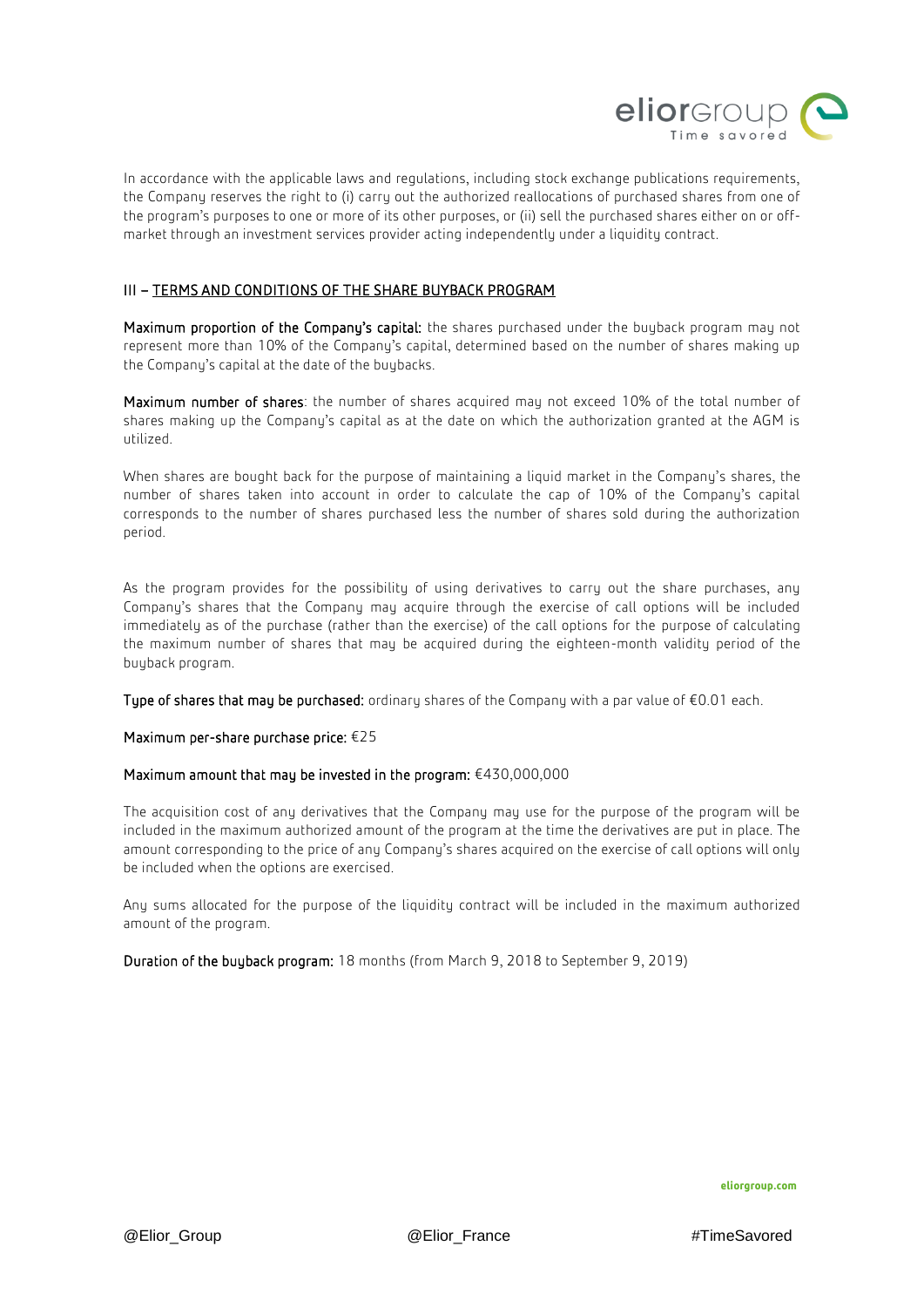In accordance with the applicable laws and regulations, including stock exchange publications requirements, the Company reserves the right to (i) carry out the authorized reallocations of purchased shares from one of the program's purposes to one or more of its other purposes, or (ii) sell the purchased shares either on or off-market through an investment services provider acting independently under a liquidity contract.

## III – TERMS AND CONDITIONS OF THE SHARE BUYBACK PROGRAM

**Maximum proportion of the Company's capital:** the shares purchased under the buyback program may not represent more than 10% of the Company's capital, determined based on the number of shares making up the Company's capital at the date of the buybacks.

**Maximum number of shares**: the number of shares acquired may not exceed 10% of the total number of shares making up the Company's capital as at the date on which the authorization granted at the AGM is utilized.

When shares are bought back for the purpose of maintaining a liquid market in the Company's shares, the number of shares taken into account in order to calculate the cap of 10% of the Company's capital corresponds to the number of shares purchased less the number of shares sold during the authorization period.

As the program provides for the possibility of using derivatives to carry out the share purchases, any Company's shares that the Company may acquire through the exercise of call options will be included immediately as of the purchase (rather than the exercise) of the call options for the purpose of calculating the maximum number of shares that may be acquired during the eighteen-month validity period of the buyback program.

**Type of shares that may be purchased:** ordinary shares of the Company with a par value of €0.01 each.

**Maximum per-share purchase price:** €25

**Maximum amount that may be invested in the program:** €430,000,000

The acquisition cost of any derivatives that the Company may use for the purpose of the program will be included in the maximum authorized amount of the program at the time the derivatives are put in place. The amount corresponding to the price of any Company's shares acquired on the exercise of call options will only be included when the options are exercised.

Any sums allocated for the purpose of the liquidity contract will be included in the maximum authorized amount of the program.

**Duration of the buyback program:** 18 months (from March 9, 2018 to September 9, 2019)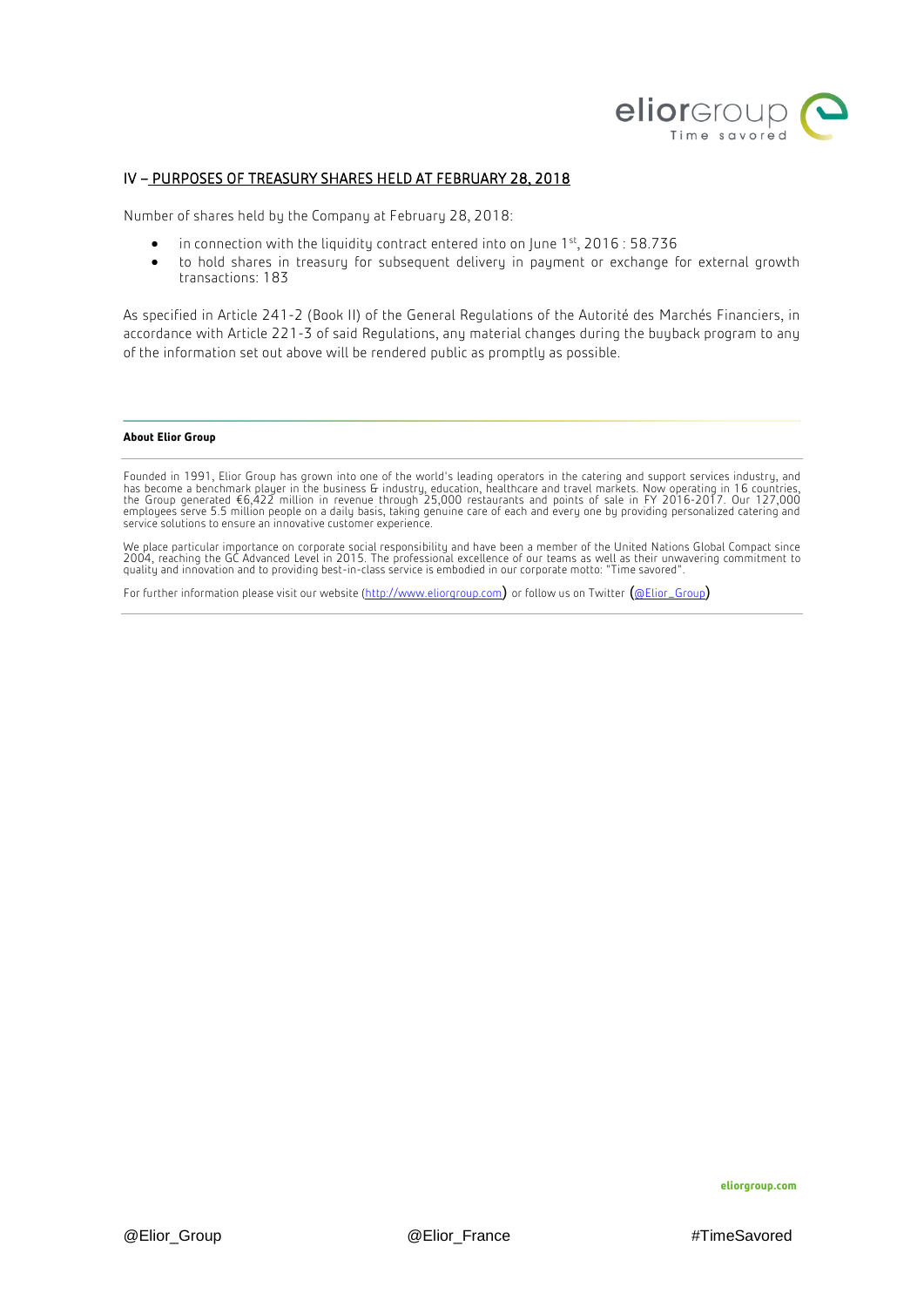## IV – PURPOSES OF TREASURY SHARES HELD AT FEBRUARY 28, 2018

Number of shares held by the Company at February 28, 2018:

- in connection with the liquidity contract entered into on June 1st, 2016 : 58.736
- to hold shares in treasury for subsequent delivery in payment or exchange for external growth transactions: 183

As specified in Article 241-2 (Book II) of the General Regulations of the Autorité des Marchés Financiers, in accordance with Article 221-3 of said Regulations, any material changes during the buyback program to any of the information set out above will be rendered public as promptly as possible.

**About Elior Group**

Founded in 1991, Elior Group has grown into one of the world's leading operators in the catering and support services industry, and has become a benchmark player in the business & industry, education, healthcare and travel markets. Now operating in 16 countries, the Group generated €6,422 million in revenue through 25,000 restaurants and points of sale in FY 2016-2017. Our 127,000 employees serve 5.5 million people on a daily basis, taking genuine care of each and every one by providing personalized catering and service solutions to ensure an innovative customer experience.

We place particular importance on corporate social responsibility and have been a member of the United Nations Global Compact since 2004, reaching the GC Advanced Level in 2015. The professional excellence of our teams as well as their unwavering commitment to quality and innovation and to providing best-in-class service is embodied in our corporate motto: "Time savored".

For further information please visit our website (http://www.eliorgroup.com) or follow us on Twitter (@Elior_Group)

eliorgroup.com

@Elior_Group @Elior_France #TimeSavored